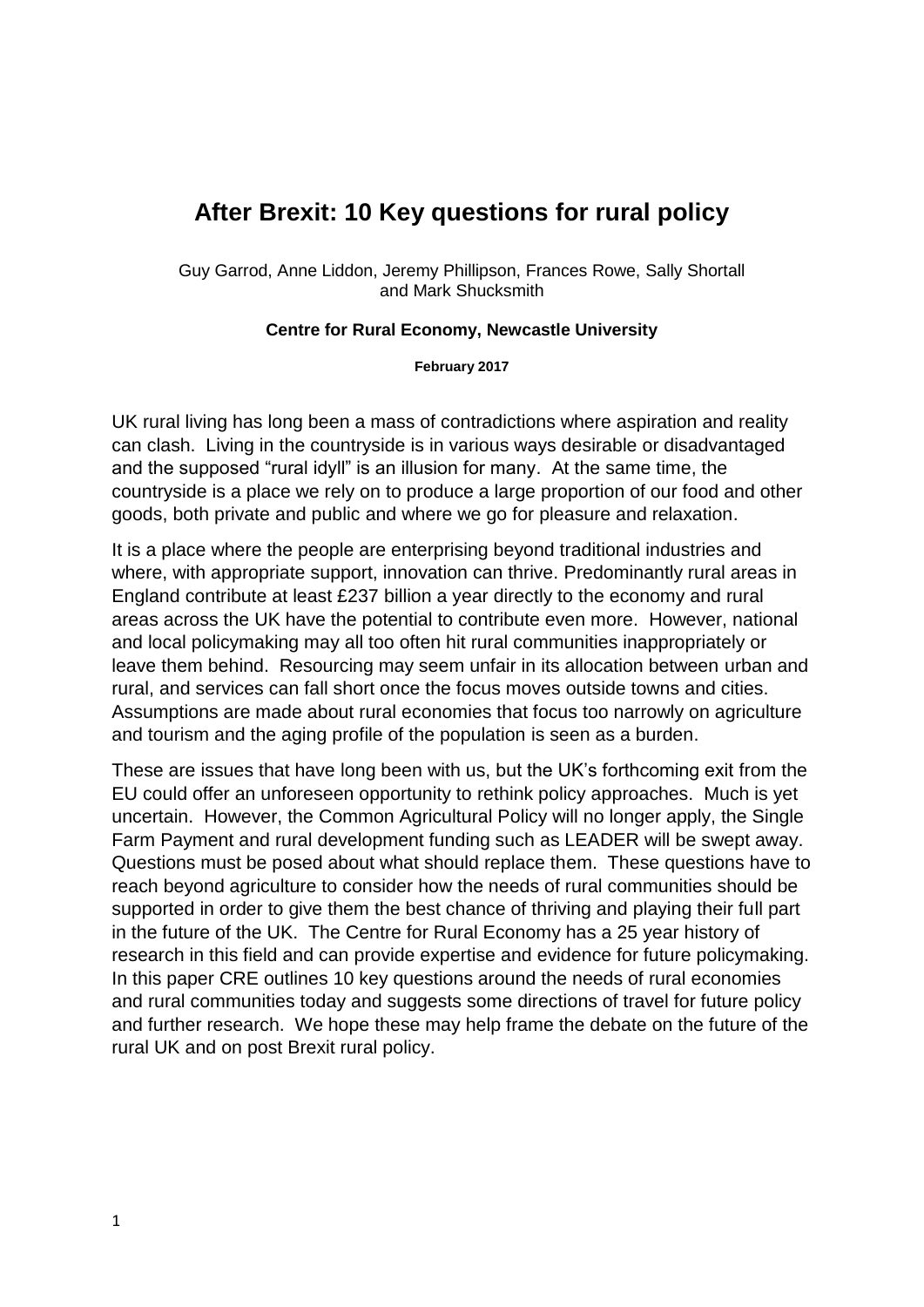# After Brexit: 10 Key questions for rural policy

Guy Garrod, Anne Liddon, Jeremy Phillipson, Frances Rowe, Sally Shortall and Mark Shucksmith

**Centre for Rural Economy, Newcastle University**

**February 2017**

UK rural living has long been a mass of contradictions where aspiration and reality can clash. Living in the countryside is in various ways desirable or disadvantaged and the supposed "rural idyll" is an illusion for many. At the same time, the countryside is a place we rely on to produce a large proportion of our food and other goods, both private and public and where we go for pleasure and relaxation.

It is a place where the people are enterprising beyond traditional industries and where, with appropriate support, innovation can thrive. Predominantly rural areas in England contribute at least £237 billion a year directly to the economy and rural areas across the UK have the potential to contribute even more. However, national and local policymaking may all too often hit rural communities inappropriately or leave them behind. Resourcing may seem unfair in its allocation between urban and rural, and services can fall short once the focus moves outside towns and cities. Assumptions are made about rural economies that focus too narrowly on agriculture and tourism and the aging profile of the population is seen as a burden.

These are issues that have long been with us, but the UK's forthcoming exit from the EU could offer an unforeseen opportunity to rethink policy approaches. Much is yet uncertain. However, the Common Agricultural Policy will no longer apply, the Single Farm Payment and rural development funding such as LEADER will be swept away. Questions must be posed about what should replace them. These questions have to reach beyond agriculture to consider how the needs of rural communities should be supported in order to give them the best chance of thriving and playing their full part in the future of the UK. The Centre for Rural Economy has a 25 year history of research in this field and can provide expertise and evidence for future policymaking. In this paper CRE outlines 10 key questions around the needs of rural economies and rural communities today and suggests some directions of travel for future policy and further research. We hope these may help frame the debate on the future of the rural UK and on post Brexit rural policy.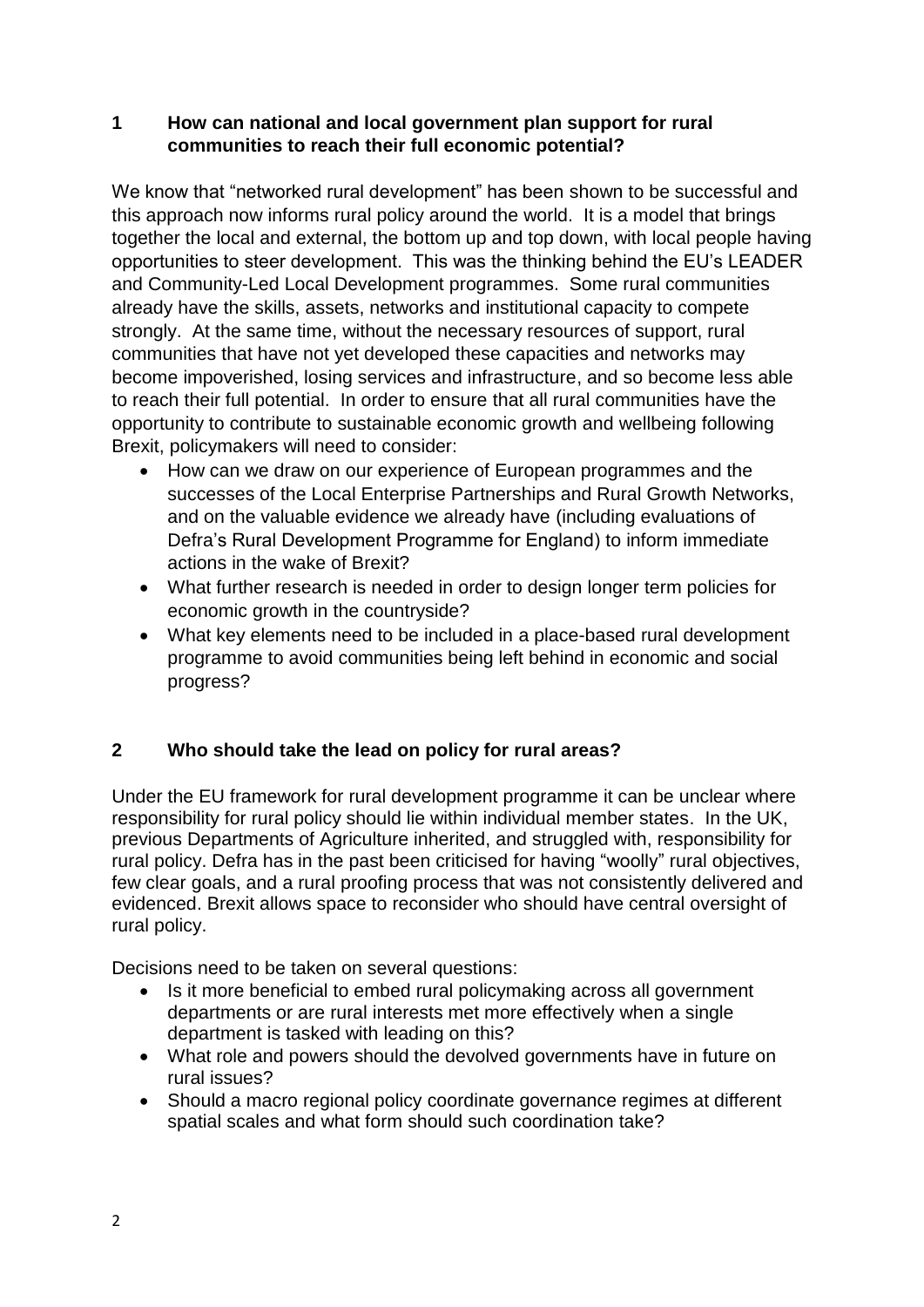## 1 How can national and local government plan support for rural communities to reach their full economic potential?

We know that "networked rural development" has been shown to be successful and this approach now informs rural policy around the world. It is a model that brings together the local and external, the bottom up and top down, with local people having opportunities to steer development. This was the thinking behind the EU's LEADER and Community-Led Local Development programmes. Some rural communities already have the skills, assets, networks and institutional capacity to compete strongly. At the same time, without the necessary resources of support, rural communities that have not yet developed these capacities and networks may become impoverished, losing services and infrastructure, and so become less able to reach their full potential. In order to ensure that all rural communities have the opportunity to contribute to sustainable economic growth and wellbeing following Brexit, policymakers will need to consider:

- How can we draw on our experience of European programmes and the successes of the Local Enterprise Partnerships and Rural Growth Networks, and on the valuable evidence we already have (including evaluations of Defra's Rural Development Programme for England) to inform immediate actions in the wake of Brexit?
- What further research is needed in order to design longer term policies for economic growth in the countryside?
- What key elements need to be included in a place-based rural development programme to avoid communities being left behind in economic and social progress?

## 2 Who should take the lead on policy for rural areas?

Under the EU framework for rural development programme it can be unclear where responsibility for rural policy should lie within individual member states. In the UK, previous Departments of Agriculture inherited, and struggled with, responsibility for rural policy. Defra has in the past been criticised for having "woolly" rural objectives, few clear goals, and a rural proofing process that was not consistently delivered and evidenced. Brexit allows space to reconsider who should have central oversight of rural policy.

Decisions need to be taken on several questions:

- Is it more beneficial to embed rural policymaking across all government departments or are rural interests met more effectively when a single department is tasked with leading on this?
- What role and powers should the devolved governments have in future on rural issues?
- Should a macro regional policy coordinate governance regimes at different spatial scales and what form should such coordination take?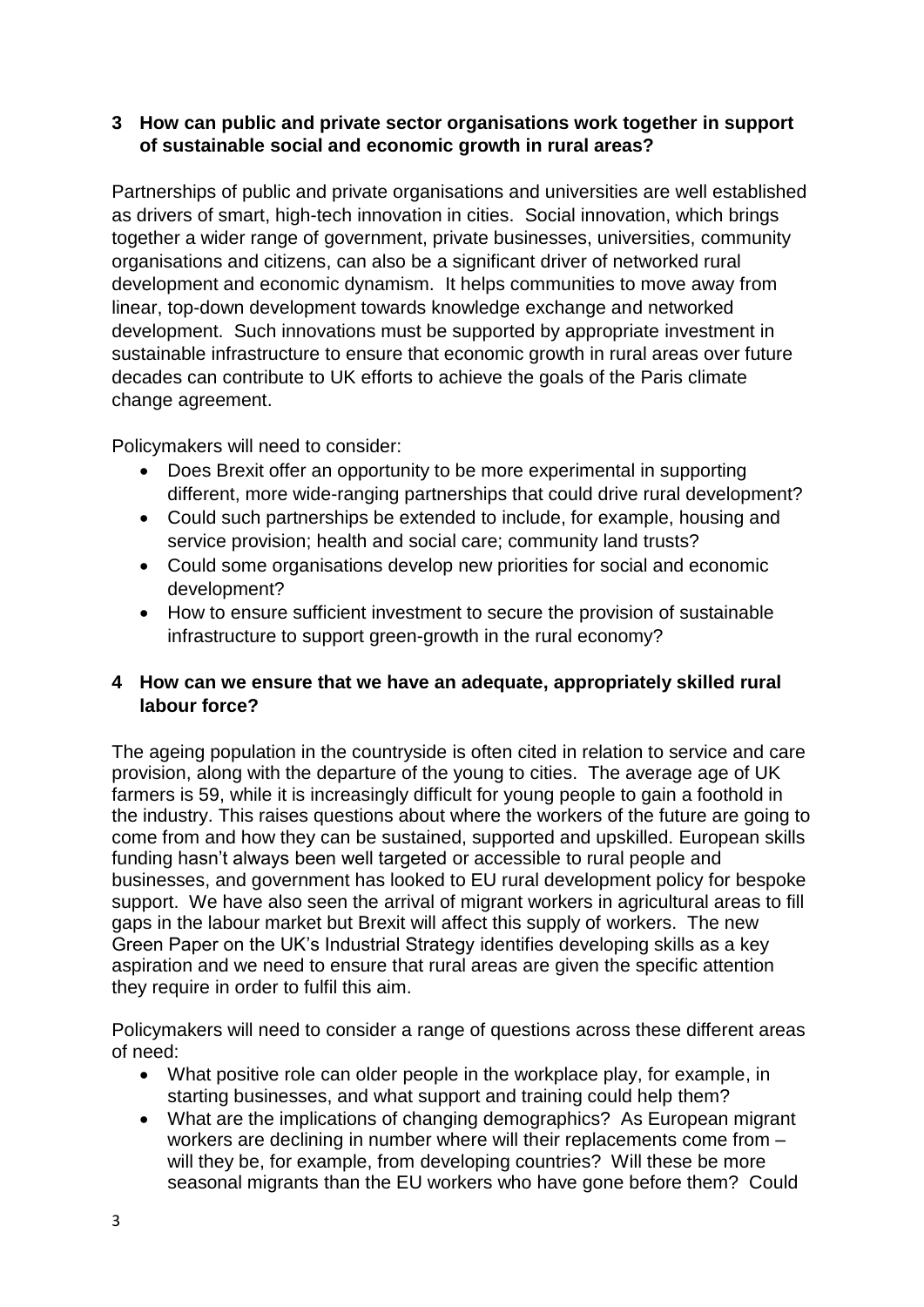## 3 How can public and private sector organisations work together in support of sustainable social and economic growth in rural areas?

Partnerships of public and private organisations and universities are well established as drivers of smart, high-tech innovation in cities. Social innovation, which brings together a wider range of government, private businesses, universities, community organisations and citizens, can also be a significant driver of networked rural development and economic dynamism. It helps communities to move away from linear, top-down development towards knowledge exchange and networked development. Such innovations must be supported by appropriate investment in sustainable infrastructure to ensure that economic growth in rural areas over future decades can contribute to UK efforts to achieve the goals of the Paris climate change agreement.

Policymakers will need to consider:

- Does Brexit offer an opportunity to be more experimental in supporting different, more wide-ranging partnerships that could drive rural development?
- Could such partnerships be extended to include, for example, housing and service provision; health and social care; community land trusts?
- Could some organisations develop new priorities for social and economic development?
- How to ensure sufficient investment to secure the provision of sustainable infrastructure to support green-growth in the rural economy?

## 4 How can we ensure that we have an adequate, appropriately skilled rural labour force?

The ageing population in the countryside is often cited in relation to service and care provision, along with the departure of the young to cities. The average age of UK farmers is 59, while it is increasingly difficult for young people to gain a foothold in the industry. This raises questions about where the workers of the future are going to come from and how they can be sustained, supported and upskilled. European skills funding hasn't always been well targeted or accessible to rural people and businesses, and government has looked to EU rural development policy for bespoke support. We have also seen the arrival of migrant workers in agricultural areas to fill gaps in the labour market but Brexit will affect this supply of workers. The new Green Paper on the UK's Industrial Strategy identifies developing skills as a key aspiration and we need to ensure that rural areas are given the specific attention they require in order to fulfil this aim.

Policymakers will need to consider a range of questions across these different areas of need:

- What positive role can older people in the workplace play, for example, in starting businesses, and what support and training could help them?
- What are the implications of changing demographics? As European migrant workers are declining in number where will their replacements come from – will they be, for example, from developing countries? Will these be more seasonal migrants than the EU workers who have gone before them? Could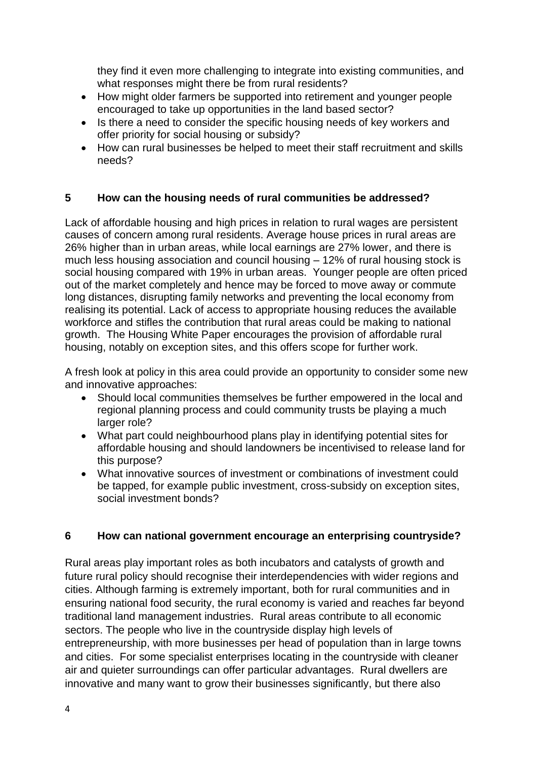they find it even more challenging to integrate into existing communities, and what responses might there be from rural residents?

- How might older farmers be supported into retirement and younger people encouraged to take up opportunities in the land based sector?
- Is there a need to consider the specific housing needs of key workers and offer priority for social housing or subsidy?
- How can rural businesses be helped to meet their staff recruitment and skills needs?

## 5 How can the housing needs of rural communities be addressed?

Lack of affordable housing and high prices in relation to rural wages are persistent causes of concern among rural residents. Average house prices in rural areas are 26% higher than in urban areas, while local earnings are 27% lower, and there is much less housing association and council housing – 12% of rural housing stock is social housing compared with 19% in urban areas. Younger people are often priced out of the market completely and hence may be forced to move away or commute long distances, disrupting family networks and preventing the local economy from realising its potential. Lack of access to appropriate housing reduces the available workforce and stifles the contribution that rural areas could be making to national growth. The Housing White Paper encourages the provision of affordable rural housing, notably on exception sites, and this offers scope for further work.

A fresh look at policy in this area could provide an opportunity to consider some new and innovative approaches:

- Should local communities themselves be further empowered in the local and regional planning process and could community trusts be playing a much larger role?
- What part could neighbourhood plans play in identifying potential sites for affordable housing and should landowners be incentivised to release land for this purpose?
- What innovative sources of investment or combinations of investment could be tapped, for example public investment, cross-subsidy on exception sites, social investment bonds?

## 6 How can national government encourage an enterprising countryside?

Rural areas play important roles as both incubators and catalysts of growth and future rural policy should recognise their interdependencies with wider regions and cities. Although farming is extremely important, both for rural communities and in ensuring national food security, the rural economy is varied and reaches far beyond traditional land management industries. Rural areas contribute to all economic sectors. The people who live in the countryside display high levels of entrepreneurship, with more businesses per head of population than in large towns and cities. For some specialist enterprises locating in the countryside with cleaner air and quieter surroundings can offer particular advantages. Rural dwellers are innovative and many want to grow their businesses significantly, but there also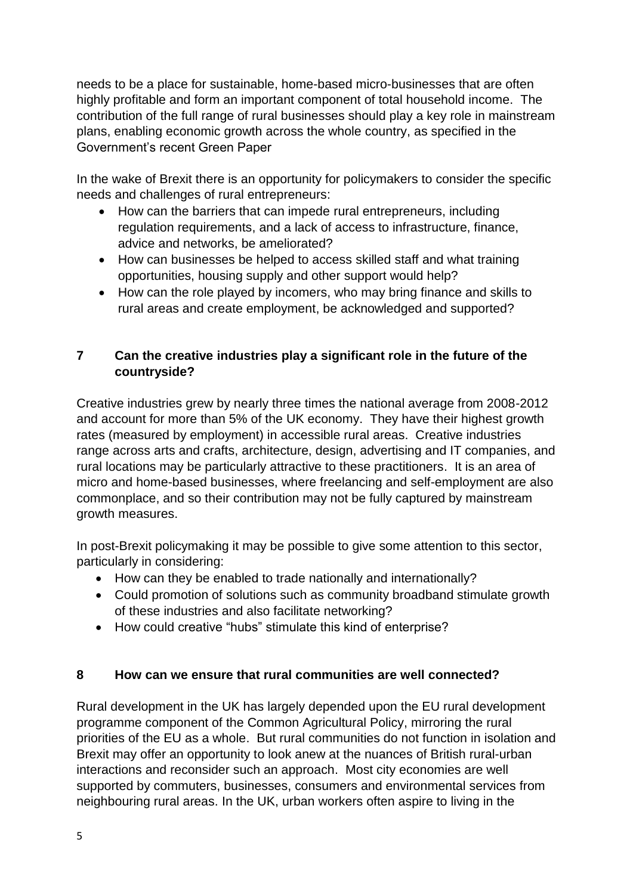needs to be a place for sustainable, home-based micro-businesses that are often highly profitable and form an important component of total household income. The contribution of the full range of rural businesses should play a key role in mainstream plans, enabling economic growth across the whole country, as specified in the Government's recent Green Paper

In the wake of Brexit there is an opportunity for policymakers to consider the specific needs and challenges of rural entrepreneurs:

- How can the barriers that can impede rural entrepreneurs, including regulation requirements, and a lack of access to infrastructure, finance, advice and networks, be ameliorated?
- How can businesses be helped to access skilled staff and what training opportunities, housing supply and other support would help?
- How can the role played by incomers, who may bring finance and skills to rural areas and create employment, be acknowledged and supported?

## 7 Can the creative industries play a significant role in the future of the countryside?

Creative industries grew by nearly three times the national average from 2008-2012 and account for more than 5% of the UK economy. They have their highest growth rates (measured by employment) in accessible rural areas. Creative industries range across arts and crafts, architecture, design, advertising and IT companies, and rural locations may be particularly attractive to these practitioners. It is an area of micro and home-based businesses, where freelancing and self-employment are also commonplace, and so their contribution may not be fully captured by mainstream growth measures.

In post-Brexit policymaking it may be possible to give some attention to this sector, particularly in considering:

- How can they be enabled to trade nationally and internationally?
- Could promotion of solutions such as community broadband stimulate growth of these industries and also facilitate networking?
- How could creative "hubs" stimulate this kind of enterprise?

## 8 How can we ensure that rural communities are well connected?

Rural development in the UK has largely depended upon the EU rural development programme component of the Common Agricultural Policy, mirroring the rural priorities of the EU as a whole. But rural communities do not function in isolation and Brexit may offer an opportunity to look anew at the nuances of British rural-urban interactions and reconsider such an approach. Most city economies are well supported by commuters, businesses, consumers and environmental services from neighbouring rural areas. In the UK, urban workers often aspire to living in the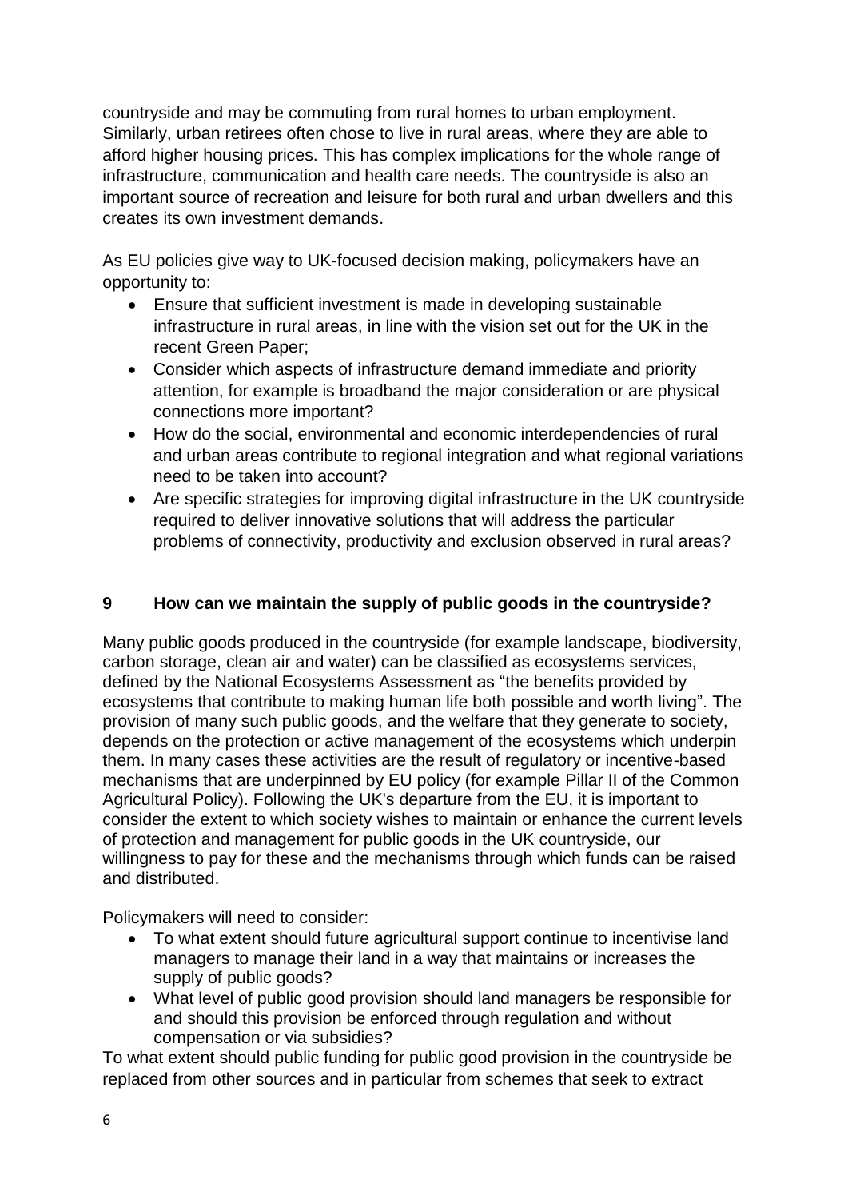countryside and may be commuting from rural homes to urban employment. Similarly, urban retirees often chose to live in rural areas, where they are able to afford higher housing prices. This has complex implications for the whole range of infrastructure, communication and health care needs. The countryside is also an important source of recreation and leisure for both rural and urban dwellers and this creates its own investment demands.

As EU policies give way to UK-focused decision making, policymakers have an opportunity to:

- Ensure that sufficient investment is made in developing sustainable infrastructure in rural areas, in line with the vision set out for the UK in the recent Green Paper;
- Consider which aspects of infrastructure demand immediate and priority attention, for example is broadband the major consideration or are physical connections more important?
- How do the social, environmental and economic interdependencies of rural and urban areas contribute to regional integration and what regional variations need to be taken into account?
- Are specific strategies for improving digital infrastructure in the UK countryside required to deliver innovative solutions that will address the particular problems of connectivity, productivity and exclusion observed in rural areas?

## 9 How can we maintain the supply of public goods in the countryside?

Many public goods produced in the countryside (for example landscape, biodiversity, carbon storage, clean air and water) can be classified as ecosystems services, defined by the National Ecosystems Assessment as "the benefits provided by ecosystems that contribute to making human life both possible and worth living". The provision of many such public goods, and the welfare that they generate to society, depends on the protection or active management of the ecosystems which underpin them. In many cases these activities are the result of regulatory or incentive-based mechanisms that are underpinned by EU policy (for example Pillar II of the Common Agricultural Policy). Following the UK's departure from the EU, it is important to consider the extent to which society wishes to maintain or enhance the current levels of protection and management for public goods in the UK countryside, our willingness to pay for these and the mechanisms through which funds can be raised and distributed.

Policymakers will need to consider:

- To what extent should future agricultural support continue to incentivise land managers to manage their land in a way that maintains or increases the supply of public goods?
- What level of public good provision should land managers be responsible for and should this provision be enforced through regulation and without compensation or via subsidies?

To what extent should public funding for public good provision in the countryside be replaced from other sources and in particular from schemes that seek to extract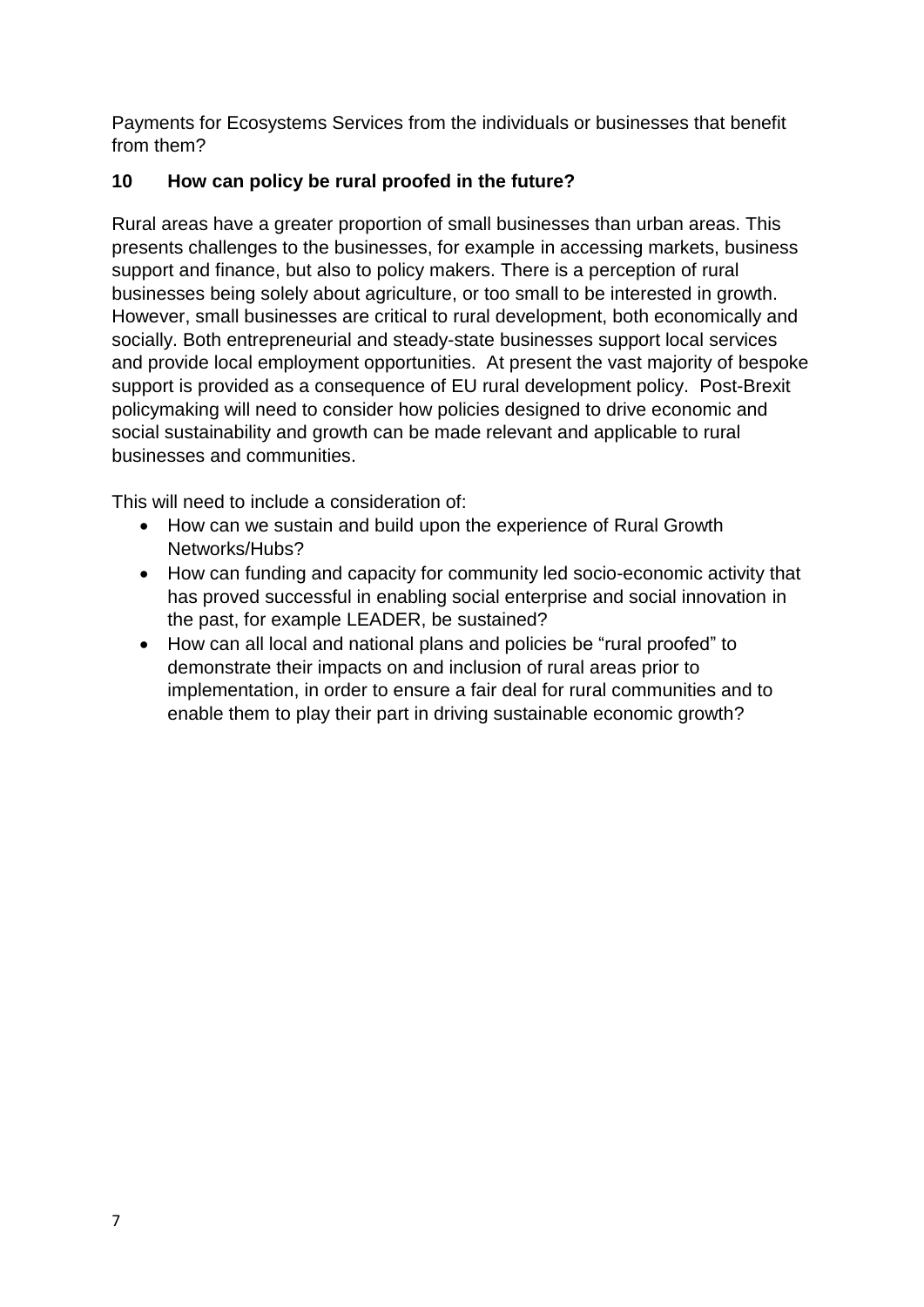Payments for Ecosystems Services from the individuals or businesses that benefit from them?

## 10 How can policy be rural proofed in the future?

Rural areas have a greater proportion of small businesses than urban areas. This presents challenges to the businesses, for example in accessing markets, business support and finance, but also to policy makers. There is a perception of rural businesses being solely about agriculture, or too small to be interested in growth. However, small businesses are critical to rural development, both economically and socially. Both entrepreneurial and steady-state businesses support local services and provide local employment opportunities. At present the vast majority of bespoke support is provided as a consequence of EU rural development policy. Post-Brexit policymaking will need to consider how policies designed to drive economic and social sustainability and growth can be made relevant and applicable to rural businesses and communities.

This will need to include a consideration of:

- How can we sustain and build upon the experience of Rural Growth Networks/Hubs?
- How can funding and capacity for community led socio-economic activity that has proved successful in enabling social enterprise and social innovation in the past, for example LEADER, be sustained?
- How can all local and national plans and policies be "rural proofed" to demonstrate their impacts on and inclusion of rural areas prior to implementation, in order to ensure a fair deal for rural communities and to enable them to play their part in driving sustainable economic growth?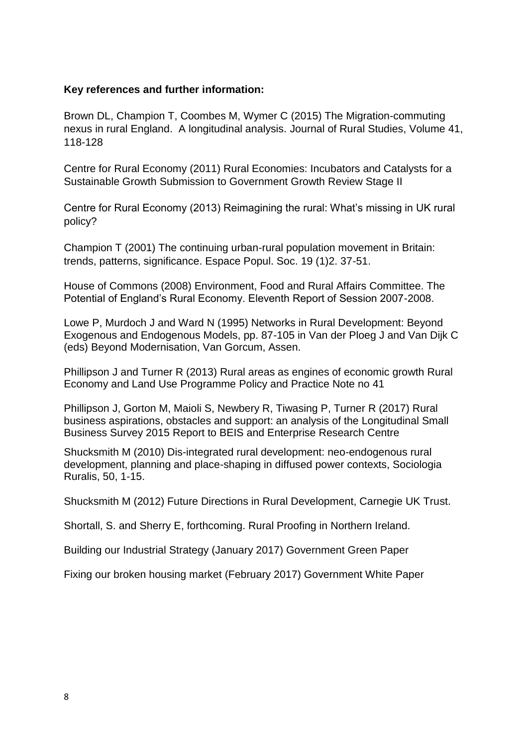**Key references and further information:**

Brown DL, Champion T, Coombes M, Wymer C (2015) The Migration-commuting nexus in rural England. A longitudinal analysis. Journal of Rural Studies, Volume 41, 118-128

Centre for Rural Economy (2011) Rural Economies: Incubators and Catalysts for a Sustainable Growth Submission to Government Growth Review Stage II

Centre for Rural Economy (2013) Reimagining the rural: What's missing in UK rural policy?

Champion T (2001) The continuing urban-rural population movement in Britain: trends, patterns, significance. Espace Popul. Soc. 19 (1)2. 37-51.

House of Commons (2008) Environment, Food and Rural Affairs Committee. The Potential of England's Rural Economy. Eleventh Report of Session 2007-2008.

Lowe P, Murdoch J and Ward N (1995) Networks in Rural Development: Beyond Exogenous and Endogenous Models, pp. 87-105 in Van der Ploeg J and Van Dijk C (eds) Beyond Modernisation, Van Gorcum, Assen.

Phillipson J and Turner R (2013) Rural areas as engines of economic growth Rural Economy and Land Use Programme Policy and Practice Note no 41

Phillipson J, Gorton M, Maioli S, Newbery R, Tiwasing P, Turner R (2017) Rural business aspirations, obstacles and support: an analysis of the Longitudinal Small Business Survey 2015 Report to BEIS and Enterprise Research Centre

Shucksmith M (2010) Dis-integrated rural development: neo-endogenous rural development, planning and place-shaping in diffused power contexts, Sociologia Ruralis, 50, 1-15.

Shucksmith M (2012) Future Directions in Rural Development, Carnegie UK Trust.

Shortall, S. and Sherry E, forthcoming. Rural Proofing in Northern Ireland.

Building our Industrial Strategy (January 2017) Government Green Paper

Fixing our broken housing market (February 2017) Government White Paper